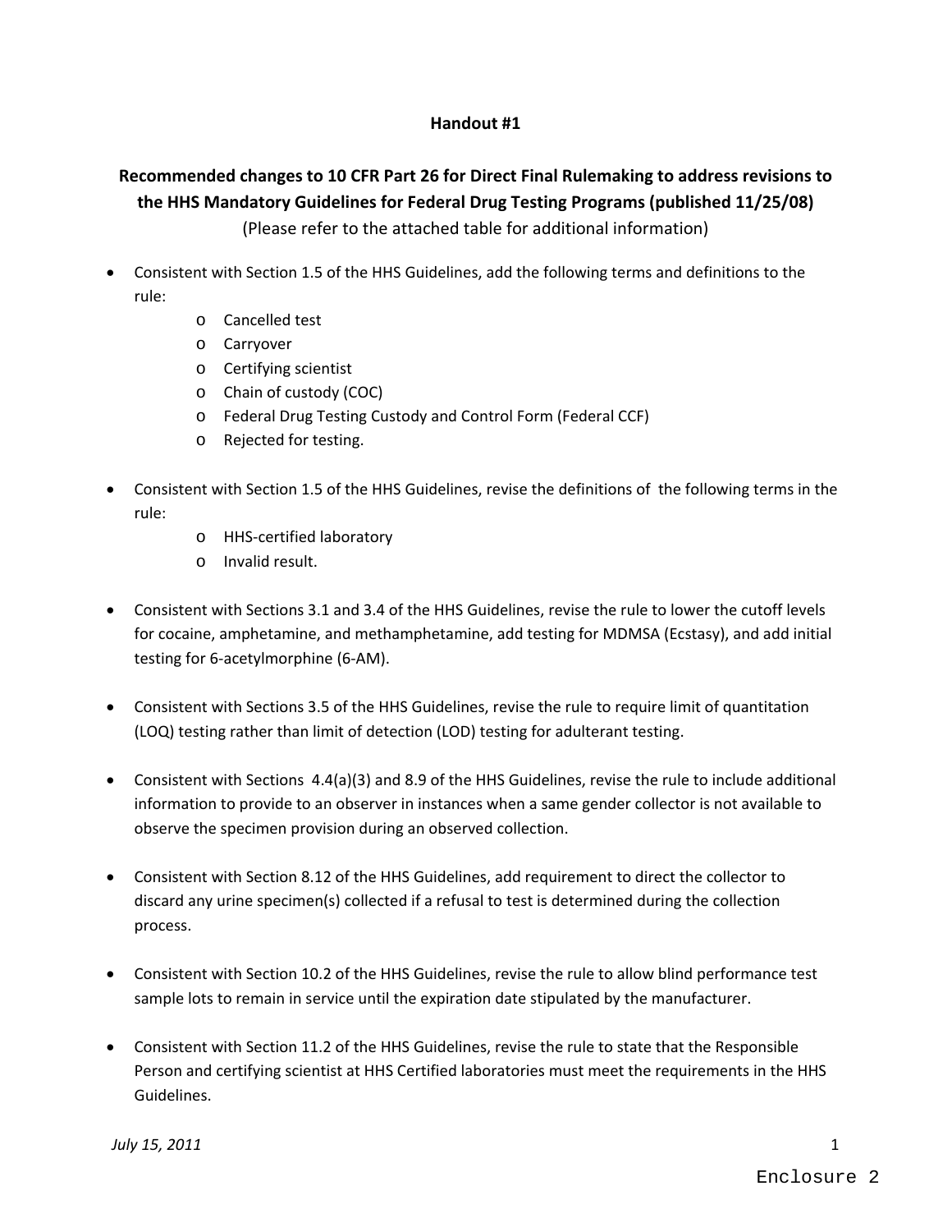## Handout #1

## Recommended changes to 10 CFR Part 26 for Direct Final Rulemaking to address revisions to the HHS Mandatory Guidelines for Federal Drug Testing Programs (published 11/25/08)

(Please refer to the attached table for additional information)

- Consistent with Section 1.5 of the HHS Guidelines, add the following terms and definitions to the rule:
  - Cancelled test
  - Carryover
  - Certifying scientist
  - Chain of custody (COC)
  - Federal Drug Testing Custody and Control Form (Federal CCF)
  - Rejected for testing.
- Consistent with Section 1.5 of the HHS Guidelines, revise the definitions of the following terms in the rule:
  - HHS-certified laboratory
  - Invalid result.
- Consistent with Sections 3.1 and 3.4 of the HHS Guidelines, revise the rule to lower the cutoff levels for cocaine, amphetamine, and methamphetamine, add testing for MDMSA (Ecstasy), and add initial testing for 6-acetylmorphine (6-AM).
- Consistent with Sections 3.5 of the HHS Guidelines, revise the rule to require limit of quantitation (LOQ) testing rather than limit of detection (LOD) testing for adulterant testing.
- Consistent with Sections 4.4(a)(3) and 8.9 of the HHS Guidelines, revise the rule to include additional information to provide to an observer in instances when a same gender collector is not available to observe the specimen provision during an observed collection.
- Consistent with Section 8.12 of the HHS Guidelines, add requirement to direct the collector to discard any urine specimen(s) collected if a refusal to test is determined during the collection process.
- Consistent with Section 10.2 of the HHS Guidelines, revise the rule to allow blind performance test sample lots to remain in service until the expiration date stipulated by the manufacturer.
- Consistent with Section 11.2 of the HHS Guidelines, revise the rule to state that the Responsible Person and certifying scientist at HHS Certified laboratories must meet the requirements in the HHS Guidelines.

*July 15, 2011*

Enclosure 2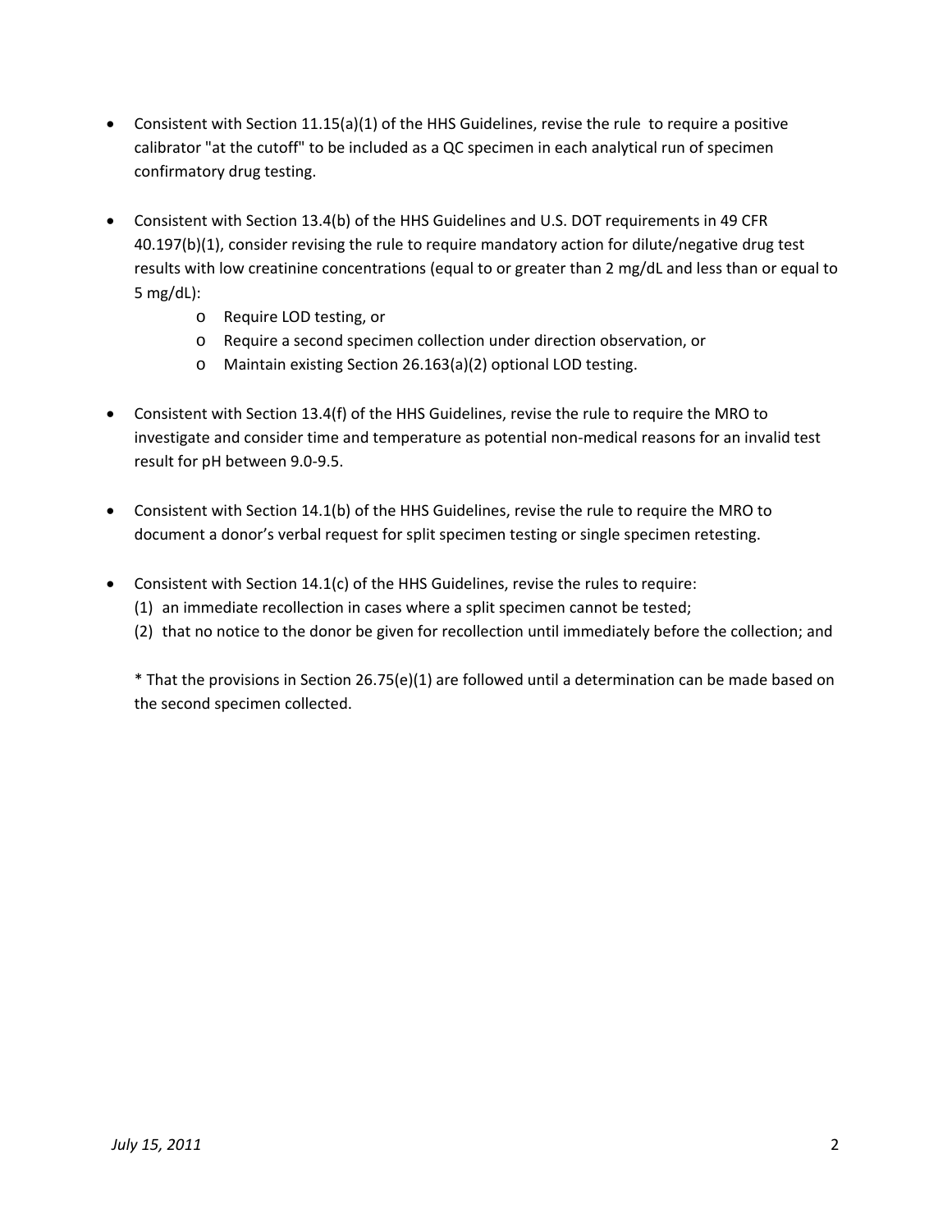- Consistent with Section 11.15(a)(1) of the HHS Guidelines, revise the rule to require a positive calibrator "at the cutoff" to be included as a QC specimen in each analytical run of specimen confirmatory drug testing.

- Consistent with Section 13.4(b) of the HHS Guidelines and U.S. DOT requirements in 49 CFR 40.197(b)(1), consider revising the rule to require mandatory action for dilute/negative drug test results with low creatinine concentrations (equal to or greater than 2 mg/dL and less than or equal to 5 mg/dL):
    - Require LOD testing, or
    - Require a second specimen collection under direction observation, or
    - Maintain existing Section 26.163(a)(2) optional LOD testing.

- Consistent with Section 13.4(f) of the HHS Guidelines, revise the rule to require the MRO to investigate and consider time and temperature as potential non-medical reasons for an invalid test result for pH between 9.0-9.5.

- Consistent with Section 14.1(b) of the HHS Guidelines, revise the rule to require the MRO to document a donor's verbal request for split specimen testing or single specimen retesting.

- Consistent with Section 14.1(c) of the HHS Guidelines, revise the rules to require:
  (1) an immediate recollection in cases where a split specimen cannot be tested;
  (2) that no notice to the donor be given for recollection until immediately before the collection; and

  * That the provisions in Section 26.75(e)(1) are followed until a determination can be made based on the second specimen collected.

*July 15, 2011*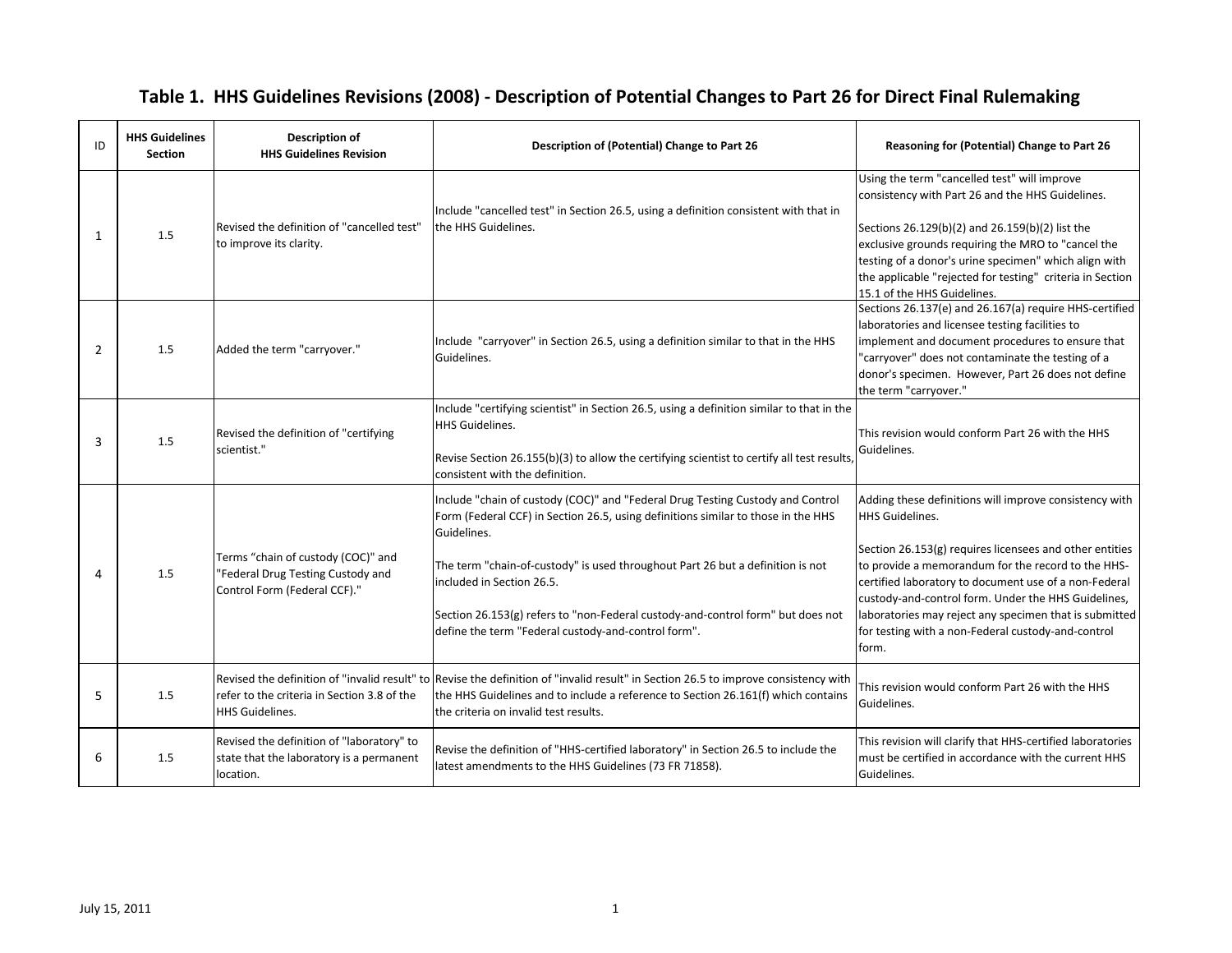# Table 1. HHS Guidelines Revisions (2008) - Description of Potential Changes to Part 26 for Direct Final Rulemaking

| ID | HHS Guidelines Section | Description of HHS Guidelines Revision | Description of (Potential) Change to Part 26 | Reasoning for (Potential) Change to Part 26 |
|---|---|---|---|---|
| 1 | 1.5 | Revised the definition of "cancelled test" to improve its clarity. | Include "cancelled test" in Section 26.5, using a definition consistent with that in the HHS Guidelines. | Using the term "cancelled test" will improve consistency with Part 26 and the HHS Guidelines.<br><br>Sections 26.129(b)(2) and 26.159(b)(2) list the exclusive grounds requiring the MRO to "cancel the testing of a donor's urine specimen" which align with the applicable "rejected for testing" criteria in Section 15.1 of the HHS Guidelines. |
| 2 | 1.5 | Added the term "carryover." | Include "carryover" in Section 26.5, using a definition similar to that in the HHS Guidelines. | Sections 26.137(e) and 26.167(a) require HHS-certified laboratories and licensee testing facilities to implement and document procedures to ensure that "carryover" does not contaminate the testing of a donor's specimen. However, Part 26 does not define the term "carryover." |
| 3 | 1.5 | Revised the definition of "certifying scientist." | Include "certifying scientist" in Section 26.5, using a definition similar to that in the HHS Guidelines.<br><br>Revise Section 26.155(b)(3) to allow the certifying scientist to certify all test results, consistent with the definition. | This revision would conform Part 26 with the HHS Guidelines. |
| 4 | 1.5 | Terms "chain of custody (COC)" and "Federal Drug Testing Custody and Control Form (Federal CCF)." | Include "chain of custody (COC)" and "Federal Drug Testing Custody and Control Form (Federal CCF) in Section 26.5, using definitions similar to those in the HHS Guidelines.<br><br>The term "chain-of-custody" is used throughout Part 26 but a definition is not included in Section 26.5.<br><br>Section 26.153(g) refers to "non-Federal custody-and-control form" but does not define the term "Federal custody-and-control form". | Adding these definitions will improve consistency with HHS Guidelines.<br><br>Section 26.153(g) requires licensees and other entities to provide a memorandum for the record to the HHS-certified laboratory to document use of a non-Federal custody-and-control form. Under the HHS Guidelines, laboratories may reject any specimen that is submitted for testing with a non-Federal custody-and-control form. |
| 5 | 1.5 | Revised the definition of "invalid result" to refer to the criteria in Section 3.8 of the HHS Guidelines. | Revise the definition of "invalid result" in Section 26.5 to improve consistency with the HHS Guidelines and to include a reference to Section 26.161(f) which contains the criteria on invalid test results. | This revision would conform Part 26 with the HHS Guidelines. |
| 6 | 1.5 | Revised the definition of "laboratory" to state that the laboratory is a permanent location. | Revise the definition of "HHS-certified laboratory" in Section 26.5 to include the latest amendments to the HHS Guidelines (73 FR 71858). | This revision will clarify that HHS-certified laboratories must be certified in accordance with the current HHS Guidelines. |

July 15, 2011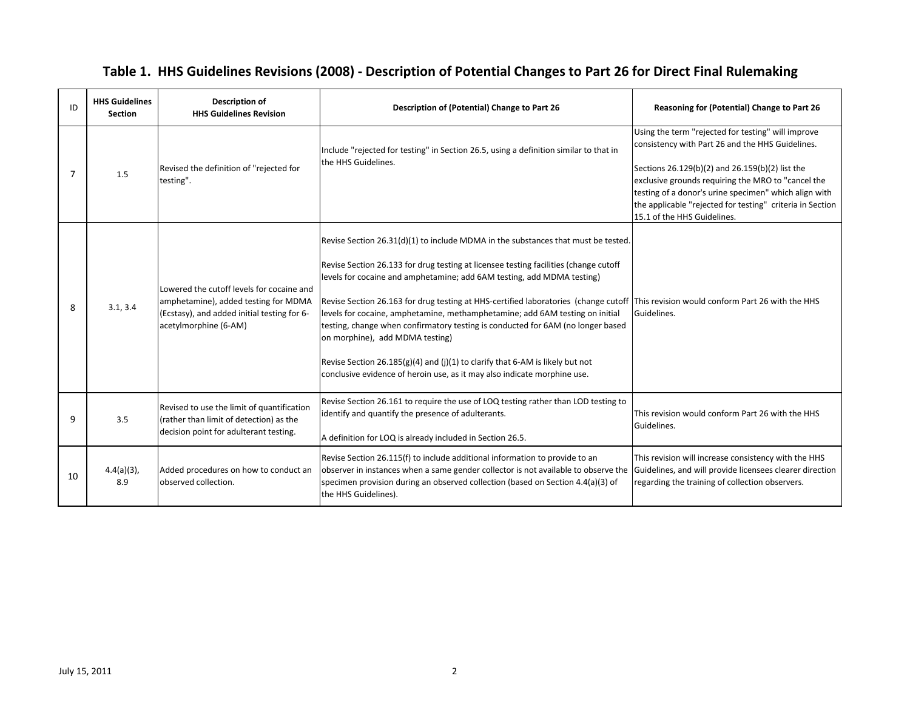## Table 1. HHS Guidelines Revisions (2008) - Description of Potential Changes to Part 26 for Direct Final Rulemaking

| ID | HHS Guidelines Section | Description of HHS Guidelines Revision | Description of (Potential) Change to Part 26 | Reasoning for (Potential) Change to Part 26 |
|---|---|---|---|---|
| 7 | 1.5 | Revised the definition of "rejected for testing". | Include "rejected for testing" in Section 26.5, using a definition similar to that in the HHS Guidelines. | Using the term "rejected for testing" will improve consistency with Part 26 and the HHS Guidelines.<br><br>Sections 26.129(b)(2) and 26.159(b)(2) list the exclusive grounds requiring the MRO to "cancel the testing of a donor's urine specimen" which align with the applicable "rejected for testing" criteria in Section 15.1 of the HHS Guidelines. |
| 8 | 3.1, 3.4 | Lowered the cutoff levels for cocaine and amphetamine), added testing for MDMA (Ecstasy), and added initial testing for 6-acetylmorphine (6-AM) | Revise Section 26.31(d)(1) to include MDMA in the substances that must be tested.<br><br>Revise Section 26.133 for drug testing at licensee testing facilities (change cutoff levels for cocaine and amphetamine; add 6AM testing, add MDMA testing)<br><br>Revise Section 26.163 for drug testing at HHS-certified laboratories (change cutoff levels for cocaine, amphetamine, methamphetamine; add 6AM testing on initial testing, change when confirmatory testing is conducted for 6AM (no longer based on morphine), add MDMA testing)<br><br>Revise Section 26.185(g)(4) and (j)(1) to clarify that 6-AM is likely but not conclusive evidence of heroin use, as it may also indicate morphine use. | This revision would conform Part 26 with the HHS Guidelines. |
| 9 | 3.5 | Revised to use the limit of quantification (rather than limit of detection) as the decision point for adulterant testing. | Revise Section 26.161 to require the use of LOQ testing rather than LOD testing to identify and quantify the presence of adulterants.<br><br>A definition for LOQ is already included in Section 26.5. | This revision would conform Part 26 with the HHS Guidelines. |
| 10 | 4.4(a)(3), 8.9 | Added procedures on how to conduct an observed collection. | Revise Section 26.115(f) to include additional information to provide to an observer in instances when a same gender collector is not available to observe the specimen provision during an observed collection (based on Section 4.4(a)(3) of the HHS Guidelines). | This revision will increase consistency with the HHS Guidelines, and will provide licensees clearer direction regarding the training of collection observers. |

July 15, 2011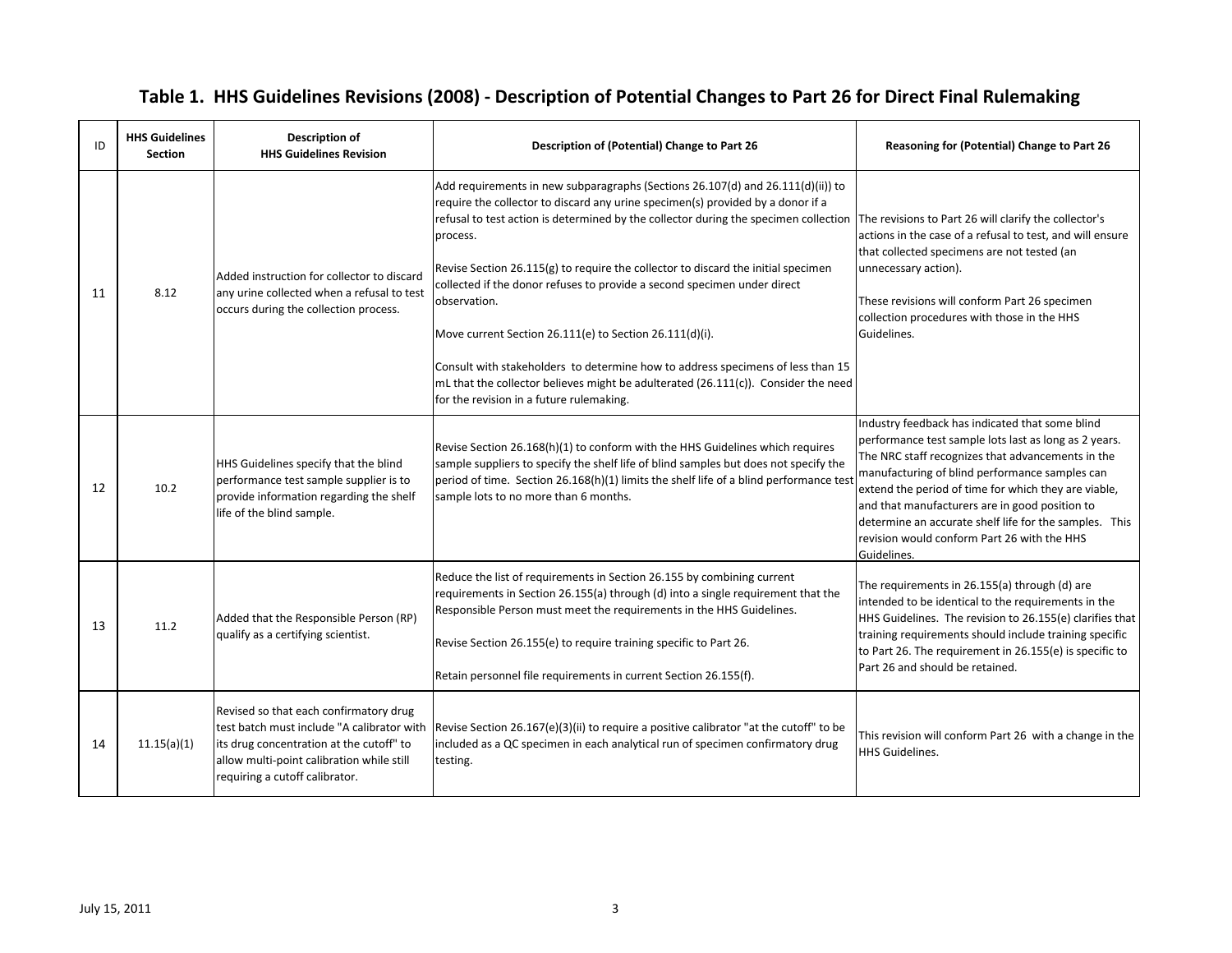# Table 1. HHS Guidelines Revisions (2008) - Description of Potential Changes to Part 26 for Direct Final Rulemaking

| ID | HHS Guidelines Section | Description of HHS Guidelines Revision | Description of (Potential) Change to Part 26 | Reasoning for (Potential) Change to Part 26 |
|---|---|---|---|---|
| 11 | 8.12 | Added instruction for collector to discard any urine collected when a refusal to test occurs during the collection process. | Add requirements in new subparagraphs (Sections 26.107(d) and 26.111(d)(ii)) to require the collector to discard any urine specimen(s) provided by a donor if a refusal to test action is determined by the collector during the specimen collection process.<br><br>Revise Section 26.115(g) to require the collector to discard the initial specimen collected if the donor refuses to provide a second specimen under direct observation.<br><br>Move current Section 26.111(e) to Section 26.111(d)(i).<br><br>Consult with stakeholders to determine how to address specimens of less than 15 mL that the collector believes might be adulterated (26.111(c)). Consider the need for the revision in a future rulemaking. | The revisions to Part 26 will clarify the collector's actions in the case of a refusal to test, and will ensure that collected specimens are not tested (an unnecessary action).<br><br>These revisions will conform Part 26 specimen collection procedures with those in the HHS Guidelines. |
| 12 | 10.2 | HHS Guidelines specify that the blind performance test sample supplier is to provide information regarding the shelf life of the blind sample. | Revise Section 26.168(h)(1) to conform with the HHS Guidelines which requires sample suppliers to specify the shelf life of blind samples but does not specify the period of time. Section 26.168(h)(1) limits the shelf life of a blind performance test sample lots to no more than 6 months. | Industry feedback has indicated that some blind performance test sample lots last as long as 2 years. The NRC staff recognizes that advancements in the manufacturing of blind performance samples can extend the period of time for which they are viable, and that manufacturers are in good position to determine an accurate shelf life for the samples. This revision would conform Part 26 with the HHS Guidelines. |
| 13 | 11.2 | Added that the Responsible Person (RP) qualify as a certifying scientist. | Reduce the list of requirements in Section 26.155 by combining current requirements in Section 26.155(a) through (d) into a single requirement that the Responsible Person must meet the requirements in the HHS Guidelines.<br><br>Revise Section 26.155(e) to require training specific to Part 26.<br><br>Retain personnel file requirements in current Section 26.155(f). | The requirements in 26.155(a) through (d) are intended to be identical to the requirements in the HHS Guidelines. The revision to 26.155(e) clarifies that training requirements should include training specific to Part 26. The requirement in 26.155(e) is specific to Part 26 and should be retained. |
| 14 | 11.15(a)(1) | Revised so that each confirmatory drug test batch must include "A calibrator with its drug concentration at the cutoff" to allow multi-point calibration while still requiring a cutoff calibrator. | Revise Section 26.167(e)(3)(ii) to require a positive calibrator "at the cutoff" to be included as a QC specimen in each analytical run of specimen confirmatory drug testing. | This revision will conform Part 26 with a change in the HHS Guidelines. |

July 15, 2011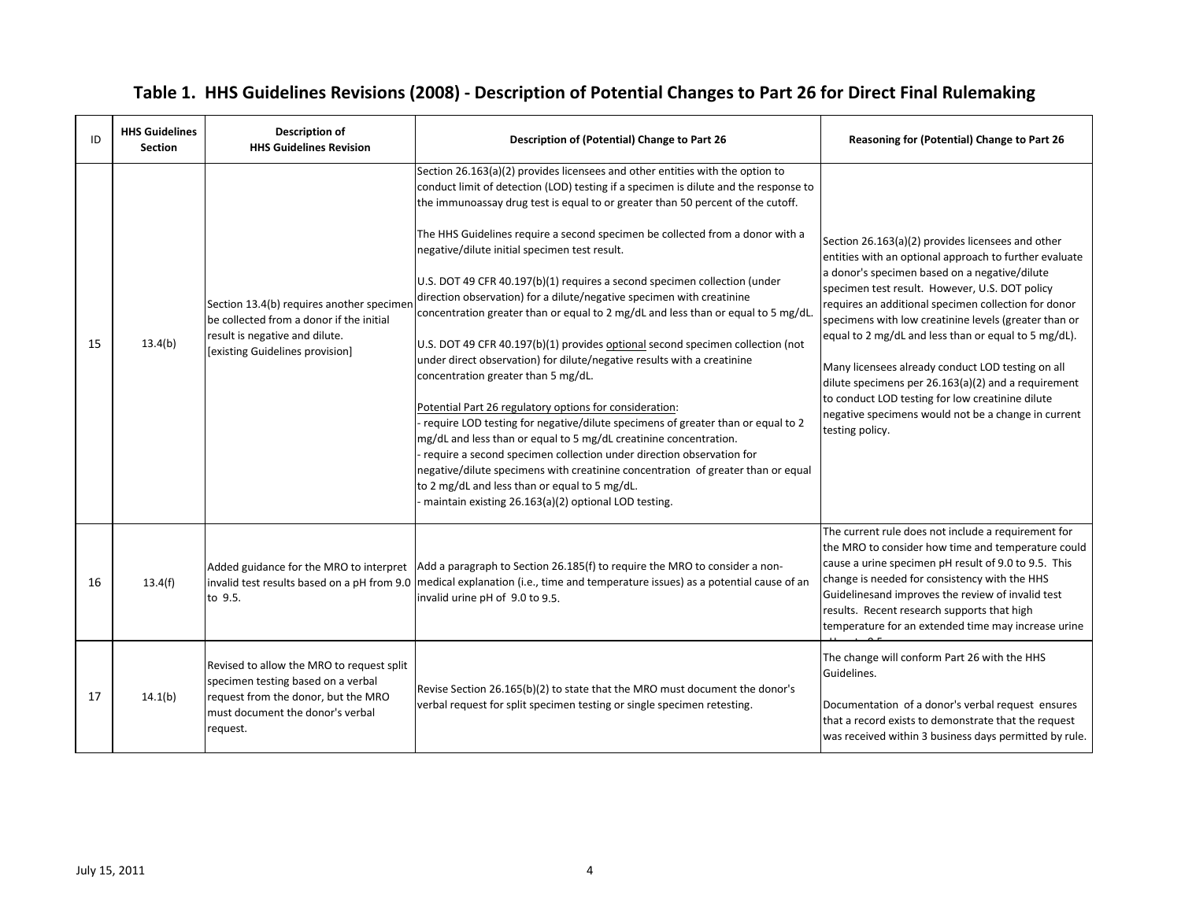# Table 1. HHS Guidelines Revisions (2008) - Description of Potential Changes to Part 26 for Direct Final Rulemaking

| ID | HHS Guidelines Section | Description of HHS Guidelines Revision | Description of (Potential) Change to Part 26 | Reasoning for (Potential) Change to Part 26 |
|---|---|---|---|---|
| 15 | 13.4(b) | Section 13.4(b) requires another specimen be collected from a donor if the initial result is negative and dilute. [existing Guidelines provision] | Section 26.163(a)(2) provides licensees and other entities with the option to conduct limit of detection (LOD) testing if a specimen is dilute and the response to the immunoassay drug test is equal to or greater than 50 percent of the cutoff.<br><br>The HHS Guidelines require a second specimen be collected from a donor with a negative/dilute initial specimen test result.<br><br>U.S. DOT 49 CFR 40.197(b)(1) requires a second specimen collection (under direction observation) for a dilute/negative specimen with creatinine concentration greater than or equal to 2 mg/dL and less than or equal to 5 mg/dL.<br><br>U.S. DOT 49 CFR 40.197(b)(1) provides optional second specimen collection (not under direct observation) for dilute/negative results with a creatinine concentration greater than 5 mg/dL.<br><br>Potential Part 26 regulatory options for consideration:<br>- require LOD testing for negative/dilute specimens of greater than or equal to 2 mg/dL and less than or equal to 5 mg/dL creatinine concentration.<br>- require a second specimen collection under direction observation for negative/dilute specimens with creatinine concentration of greater than or equal to 2 mg/dL and less than or equal to 5 mg/dL.<br>- maintain existing 26.163(a)(2) optional LOD testing. | Section 26.163(a)(2) provides licensees and other entities with an optional approach to further evaluate a donor's specimen based on a negative/dilute specimen test result. However, U.S. DOT policy requires an additional specimen collection for donor specimens with low creatinine levels (greater than or equal to 2 mg/dL and less than or equal to 5 mg/dL).<br><br>Many licensees already conduct LOD testing on all dilute specimens per 26.163(a)(2) and a requirement to conduct LOD testing for low creatinine dilute negative specimens would not be a change in current testing policy. |
| 16 | 13.4(f) | Added guidance for the MRO to interpret invalid test results based on a pH from 9.0 to 9.5. | Add a paragraph to Section 26.185(f) to require the MRO to consider a non-medical explanation (i.e., time and temperature issues) as a potential cause of an invalid urine pH of 9.0 to 9.5. | The current rule does not include a requirement for the MRO to consider how time and temperature could cause a urine specimen pH result of 9.0 to 9.5. This change is needed for consistency with the HHS Guidelinesand improves the review of invalid test results. Recent research supports that high temperature for an extended time may increase urine pH up to 9.5. |
| 17 | 14.1(b) | Revised to allow the MRO to request split specimen testing based on a verbal request from the donor, but the MRO must document the donor's verbal request. | Revise Section 26.165(b)(2) to state that the MRO must document the donor's verbal request for split specimen testing or single specimen retesting. | The change will conform Part 26 with the HHS Guidelines.<br><br>Documentation of a donor's verbal request ensures that a record exists to demonstrate that the request was received within 3 business days permitted by rule. |

July 15, 2011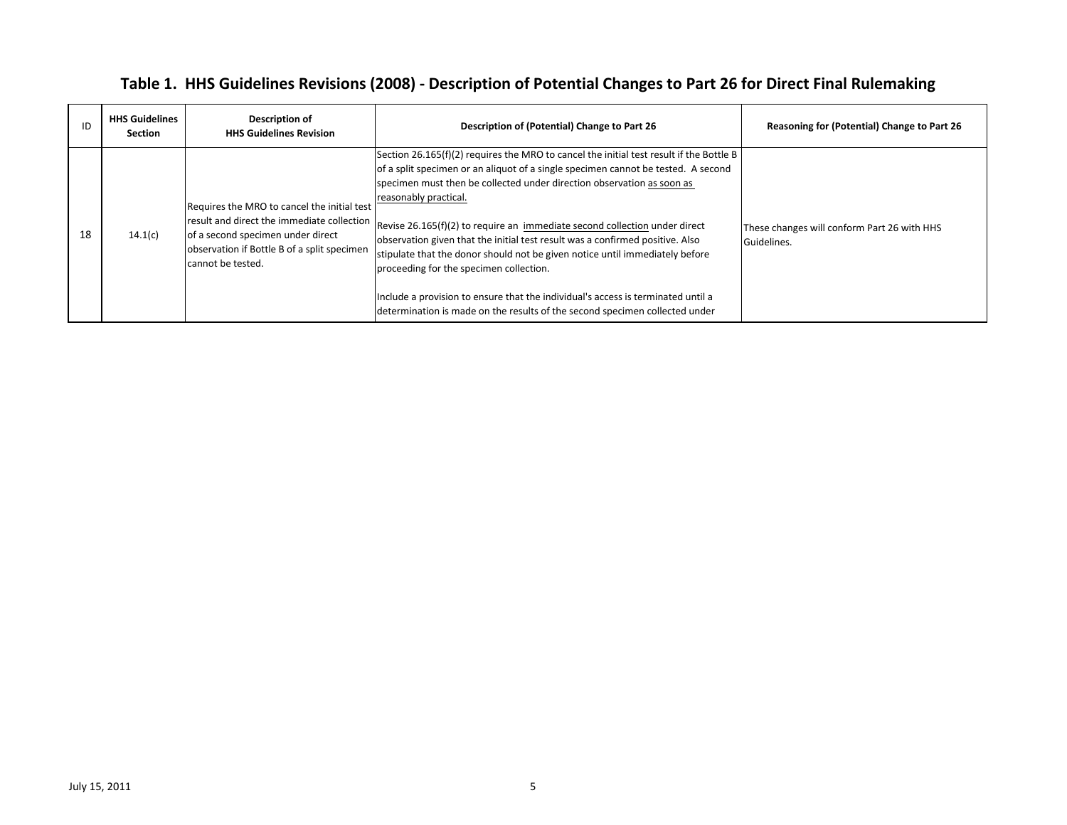## Table 1. HHS Guidelines Revisions (2008) - Description of Potential Changes to Part 26 for Direct Final Rulemaking

| ID | HHS Guidelines Section | Description of HHS Guidelines Revision | Description of (Potential) Change to Part 26 | Reasoning for (Potential) Change to Part 26 |
|---|---|---|---|---|
| 18 | 14.1(c) | Requires the MRO to cancel the initial test result and direct the immediate collection of a second specimen under direct observation if Bottle B of a split specimen cannot be tested. | Section 26.165(f)(2) requires the MRO to cancel the initial test result if the Bottle B of a split specimen or an aliquot of a single specimen cannot be tested. A second specimen must then be collected under direction observation <u>as soon as reasonably practical.</u><br><br>Revise 26.165(f)(2) to require an <u>immediate second collection</u> under direct observation given that the initial test result was a confirmed positive. Also stipulate that the donor should not be given notice until immediately before proceeding for the specimen collection.<br><br>Include a provision to ensure that the individual's access is terminated until a determination is made on the results of the second specimen collected under | These changes will conform Part 26 with HHS Guidelines. |